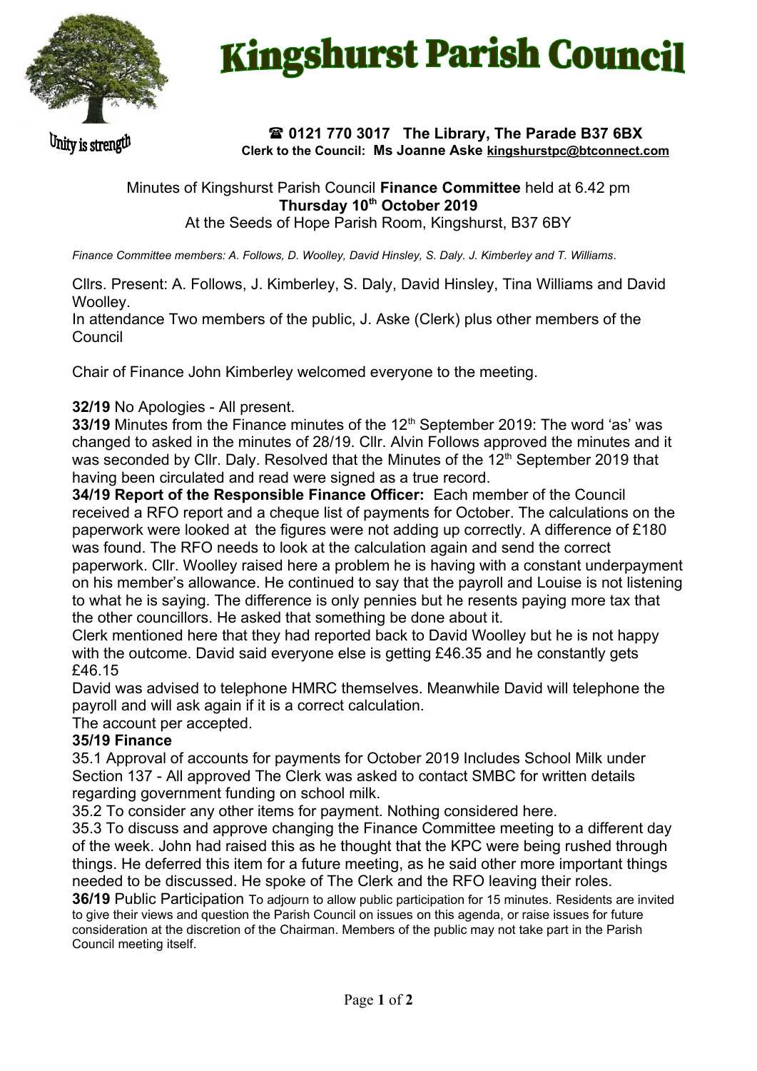# Kingshurst Parish Council

Unity is strength

☎ **0121 770 3017 The Library, The Parade B37 6BX**
**Clerk to the Council: Ms Joanne Aske kingshurstpc@btconnect.com**

Minutes of Kingshurst Parish Council **Finance Committee** held at 6.42 pm
**Thursday 10th October 2019**
At the Seeds of Hope Parish Room, Kingshurst, B37 6BY

*Finance Committee members: A. Follows, D. Woolley, David Hinsley, S. Daly. J. Kimberley and T. Williams*.

Cllrs. Present: A. Follows, J. Kimberley, S. Daly, David Hinsley, Tina Williams and David Woolley.
In attendance Two members of the public, J. Aske (Clerk) plus other members of the Council

Chair of Finance John Kimberley welcomed everyone to the meeting.

**32/19** No Apologies - All present.
**33/19** Minutes from the Finance minutes of the 12th September 2019: The word 'as' was changed to asked in the minutes of 28/19. Cllr. Alvin Follows approved the minutes and it was seconded by Cllr. Daly. Resolved that the Minutes of the 12th September 2019 that having been circulated and read were signed as a true record.
**34/19 Report of the Responsible Finance Officer:** Each member of the Council received a RFO report and a cheque list of payments for October. The calculations on the paperwork were looked at the figures were not adding up correctly. A difference of £180 was found. The RFO needs to look at the calculation again and send the correct paperwork. Cllr. Woolley raised here a problem he is having with a constant underpayment on his member's allowance. He continued to say that the payroll and Louise is not listening to what he is saying. The difference is only pennies but he resents paying more tax that the other councillors. He asked that something be done about it.
Clerk mentioned here that they had reported back to David Woolley but he is not happy with the outcome. David said everyone else is getting £46.35 and he constantly gets £46.15
David was advised to telephone HMRC themselves. Meanwhile David will telephone the payroll and will ask again if it is a correct calculation.
The account per accepted.
**35/19 Finance**
35.1 Approval of accounts for payments for October 2019 Includes School Milk under Section 137 - All approved The Clerk was asked to contact SMBC for written details regarding government funding on school milk.
35.2 To consider any other items for payment. Nothing considered here.
35.3 To discuss and approve changing the Finance Committee meeting to a different day of the week. John had raised this as he thought that the KPC were being rushed through things. He deferred this item for a future meeting, as he said other more important things needed to be discussed. He spoke of The Clerk and the RFO leaving their roles.
**36/19** Public Participation To adjourn to allow public participation for 15 minutes. Residents are invited to give their views and question the Parish Council on issues on this agenda, or raise issues for future consideration at the discretion of the Chairman. Members of the public may not take part in the Parish Council meeting itself.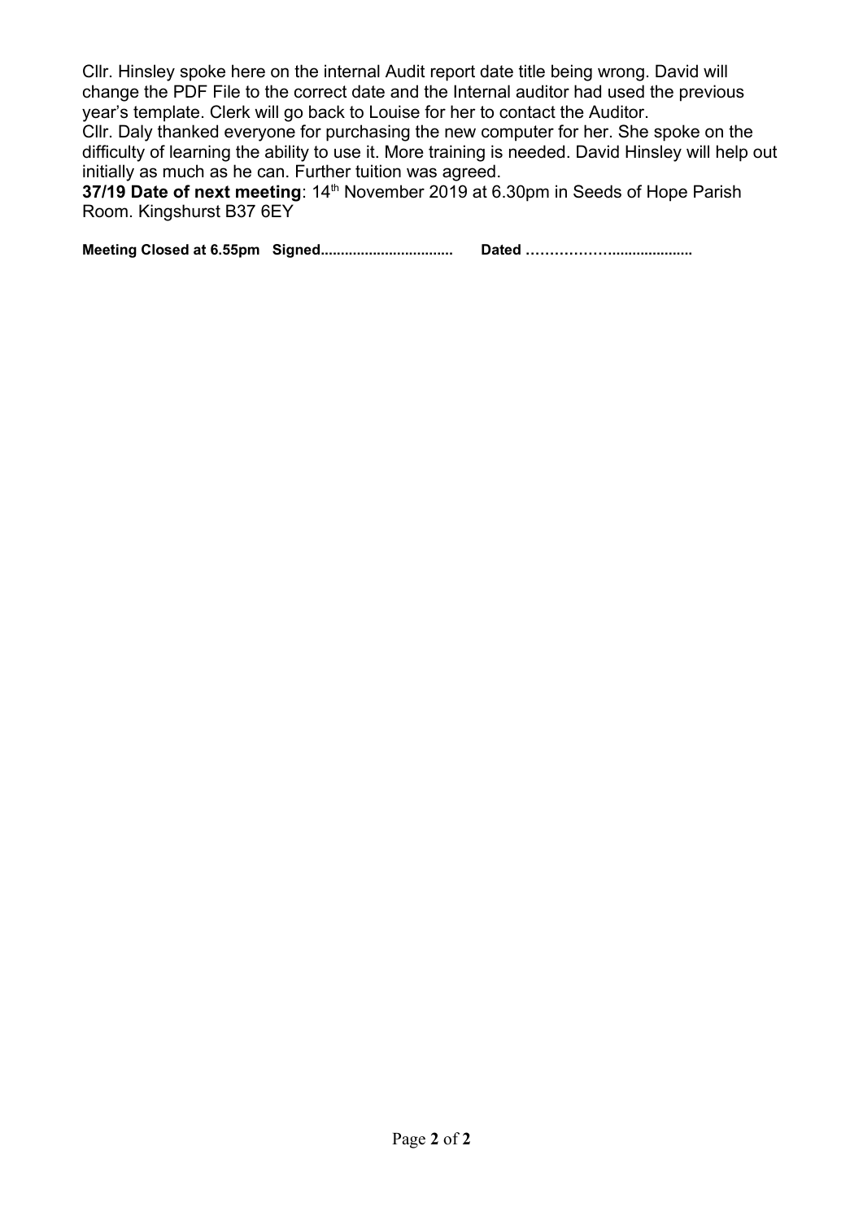Cllr. Hinsley spoke here on the internal Audit report date title being wrong. David will change the PDF File to the correct date and the Internal auditor had used the previous year's template. Clerk will go back to Louise for her to contact the Auditor.
Cllr. Daly thanked everyone for purchasing the new computer for her. She spoke on the difficulty of learning the ability to use it. More training is needed. David Hinsley will help out initially as much as he can. Further tuition was agreed.
**37/19 Date of next meeting**: 14th November 2019 at 6.30pm in Seeds of Hope Parish Room. Kingshurst B37 6EY

**Meeting Closed at 6.55pm Signed................................ Dated ……………....................**